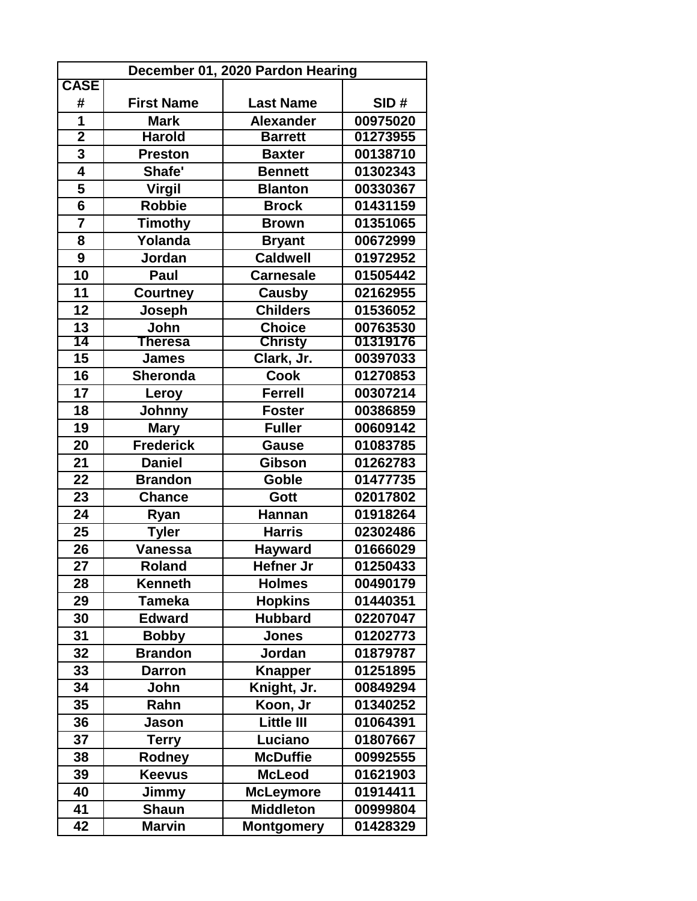| December 01, 2020 Pardon Hearing | | | |
|---|---|---|---|
| **CASE #** | **First Name** | **Last Name** | **SID #** |
| 1 | Mark | Alexander | 00975020 |
| 2 | Harold | Barrett | 01273955 |
| 3 | Preston | Baxter | 00138710 |
| 4 | Shafe' | Bennett | 01302343 |
| 5 | Virgil | Blanton | 00330367 |
| 6 | Robbie | Brock | 01431159 |
| 7 | Timothy | Brown | 01351065 |
| 8 | Yolanda | Bryant | 00672999 |
| 9 | Jordan | Caldwell | 01972952 |
| 10 | Paul | Carnesale | 01505442 |
| 11 | Courtney | Causby | 02162955 |
| 12 | Joseph | Childers | 01536052 |
| 13 | John | Choice | 00763530 |
| 14 | Theresa | Christy | 01319176 |
| 15 | James | Clark, Jr. | 00397033 |
| 16 | Sheronda | Cook | 01270853 |
| 17 | Leroy | Ferrell | 00307214 |
| 18 | Johnny | Foster | 00386859 |
| 19 | Mary | Fuller | 00609142 |
| 20 | Frederick | Gause | 01083785 |
| 21 | Daniel | Gibson | 01262783 |
| 22 | Brandon | Goble | 01477735 |
| 23 | Chance | Gott | 02017802 |
| 24 | Ryan | Hannan | 01918264 |
| 25 | Tyler | Harris | 02302486 |
| 26 | Vanessa | Hayward | 01666029 |
| 27 | Roland | Hefner Jr | 01250433 |
| 28 | Kenneth | Holmes | 00490179 |
| 29 | Tameka | Hopkins | 01440351 |
| 30 | Edward | Hubbard | 02207047 |
| 31 | Bobby | Jones | 01202773 |
| 32 | Brandon | Jordan | 01879787 |
| 33 | Darron | Knapper | 01251895 |
| 34 | John | Knight, Jr. | 00849294 |
| 35 | Rahn | Koon, Jr | 01340252 |
| 36 | Jason | Little III | 01064391 |
| 37 | Terry | Luciano | 01807667 |
| 38 | Rodney | McDuffie | 00992555 |
| 39 | Keevus | McLeod | 01621903 |
| 40 | Jimmy | McLeymore | 01914411 |
| 41 | Shaun | Middleton | 00999804 |
| 42 | Marvin | Montgomery | 01428329 |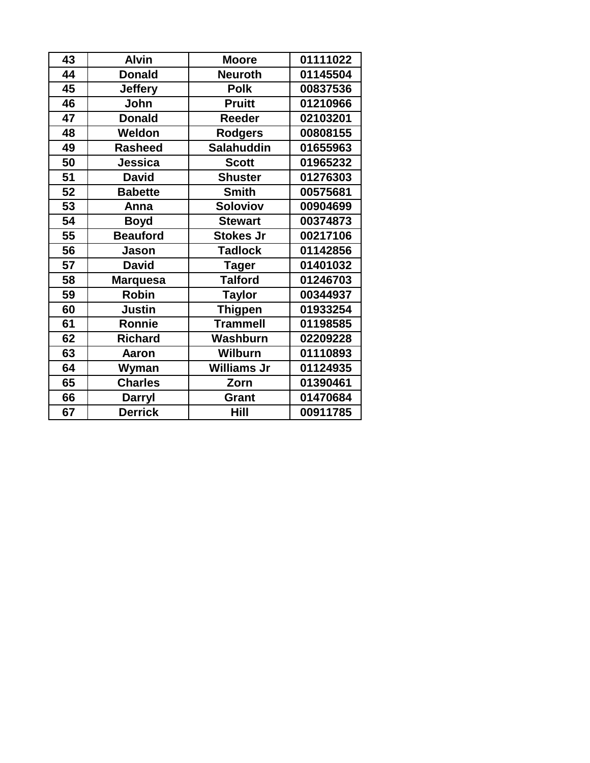| | | | |
|---|---|---|---|
| 43 | Alvin | Moore | 01111022 |
| 44 | Donald | Neuroth | 01145504 |
| 45 | Jeffery | Polk | 00837536 |
| 46 | John | Pruitt | 01210966 |
| 47 | Donald | Reeder | 02103201 |
| 48 | Weldon | Rodgers | 00808155 |
| 49 | Rasheed | Salahuddin | 01655963 |
| 50 | Jessica | Scott | 01965232 |
| 51 | David | Shuster | 01276303 |
| 52 | Babette | Smith | 00575681 |
| 53 | Anna | Soloviov | 00904699 |
| 54 | Boyd | Stewart | 00374873 |
| 55 | Beauford | Stokes Jr | 00217106 |
| 56 | Jason | Tadlock | 01142856 |
| 57 | David | Tager | 01401032 |
| 58 | Marquesa | Talford | 01246703 |
| 59 | Robin | Taylor | 00344937 |
| 60 | Justin | Thigpen | 01933254 |
| 61 | Ronnie | Trammell | 01198585 |
| 62 | Richard | Washburn | 02209228 |
| 63 | Aaron | Wilburn | 01110893 |
| 64 | Wyman | Williams Jr | 01124935 |
| 65 | Charles | Zorn | 01390461 |
| 66 | Darryl | Grant | 01470684 |
| 67 | Derrick | Hill | 00911785 |